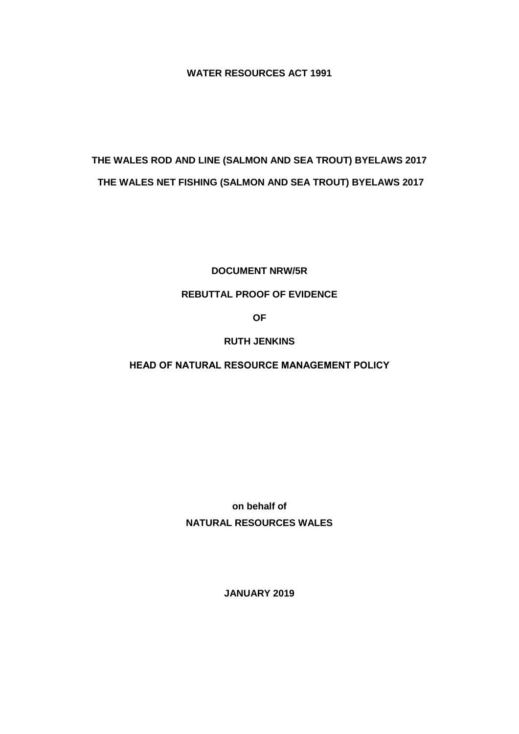**WATER RESOURCES ACT 1991**

**THE WALES ROD AND LINE (SALMON AND SEA TROUT) BYELAWS 2017**

**THE WALES NET FISHING (SALMON AND SEA TROUT) BYELAWS 2017**

**DOCUMENT NRW/5R**

**REBUTTAL PROOF OF EVIDENCE**

**OF**

**RUTH JENKINS**

**HEAD OF NATURAL RESOURCE MANAGEMENT POLICY**

**on behalf of**

**NATURAL RESOURCES WALES**

**JANUARY 2019**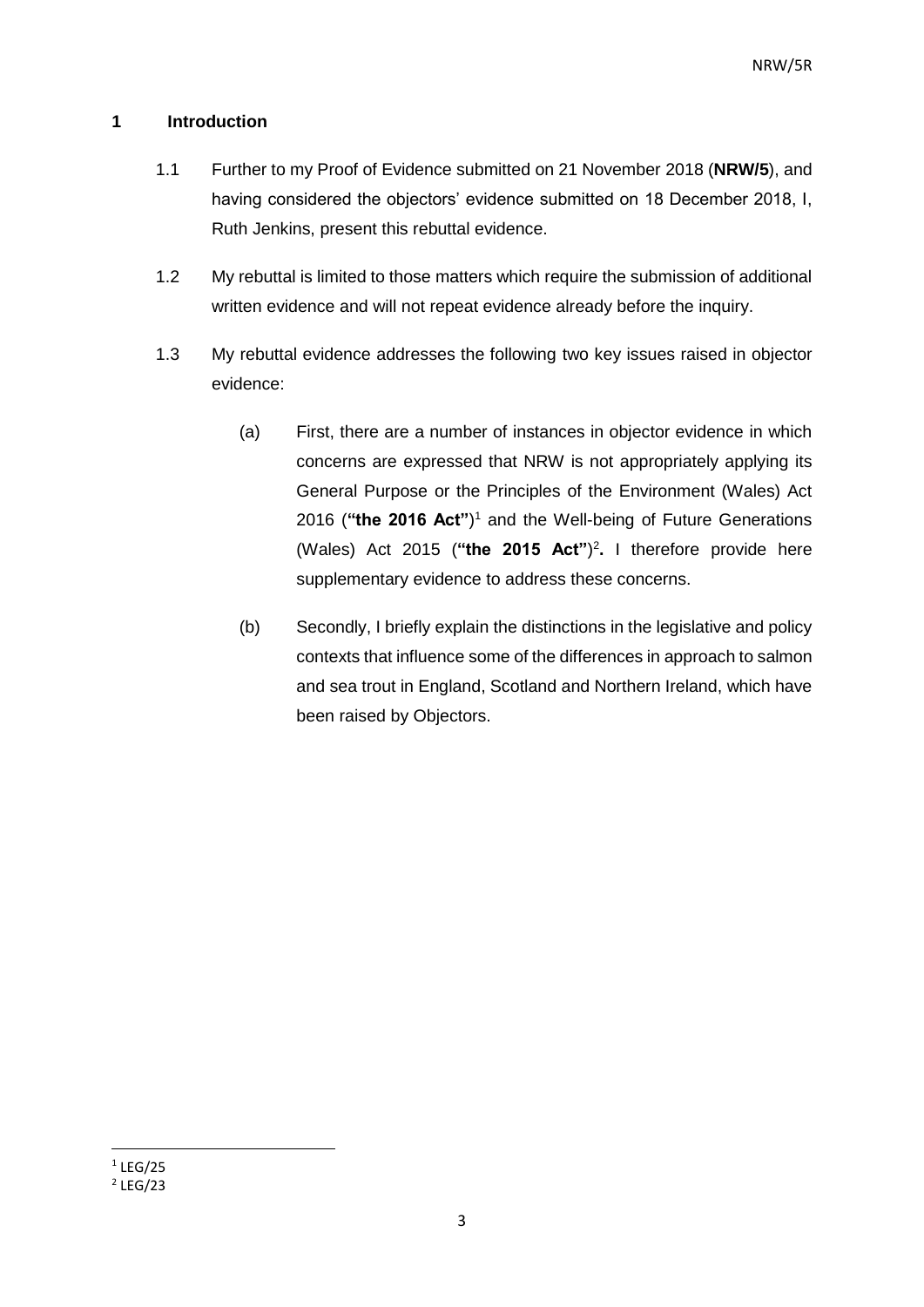# 1 Introduction

1.1 Further to my Proof of Evidence submitted on 21 November 2018 (**NRW/5**), and having considered the objectors' evidence submitted on 18 December 2018, I, Ruth Jenkins, present this rebuttal evidence.

1.2 My rebuttal is limited to those matters which require the submission of additional written evidence and will not repeat evidence already before the inquiry.

1.3 My rebuttal evidence addresses the following two key issues raised in objector evidence:

(a) First, there are a number of instances in objector evidence in which concerns are expressed that NRW is not appropriately applying its General Purpose or the Principles of the Environment (Wales) Act 2016 (**"the 2016 Act"**)[1] and the Well-being of Future Generations (Wales) Act 2015 (**"the 2015 Act"**)[2]**.** I therefore provide here supplementary evidence to address these concerns.

(b) Secondly, I briefly explain the distinctions in the legislative and policy contexts that influence some of the differences in approach to salmon and sea trout in England, Scotland and Northern Ireland, which have been raised by Objectors.

---

[1] LEG/25

[2] LEG/23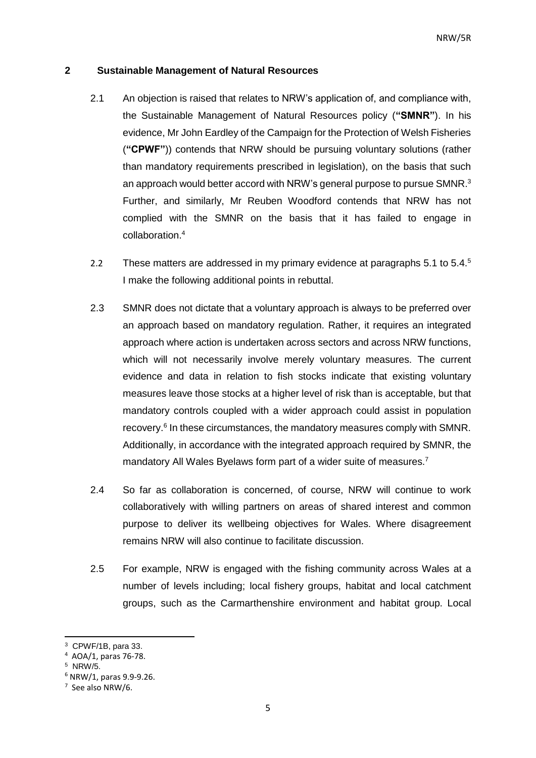## 2 Sustainable Management of Natural Resources

2.1 An objection is raised that relates to NRW's application of, and compliance with, the Sustainable Management of Natural Resources policy (**"SMNR"**). In his evidence, Mr John Eardley of the Campaign for the Protection of Welsh Fisheries (**"CPWF"**)) contends that NRW should be pursuing voluntary solutions (rather than mandatory requirements prescribed in legislation), on the basis that such an approach would better accord with NRW's general purpose to pursue SMNR.[3] Further, and similarly, Mr Reuben Woodford contends that NRW has not complied with the SMNR on the basis that it has failed to engage in collaboration.[4]

2.2 These matters are addressed in my primary evidence at paragraphs 5.1 to 5.4.[5] I make the following additional points in rebuttal.

2.3 SMNR does not dictate that a voluntary approach is always to be preferred over an approach based on mandatory regulation. Rather, it requires an integrated approach where action is undertaken across sectors and across NRW functions, which will not necessarily involve merely voluntary measures. The current evidence and data in relation to fish stocks indicate that existing voluntary measures leave those stocks at a higher level of risk than is acceptable, but that mandatory controls coupled with a wider approach could assist in population recovery.[6] In these circumstances, the mandatory measures comply with SMNR. Additionally, in accordance with the integrated approach required by SMNR, the mandatory All Wales Byelaws form part of a wider suite of measures.[7]

2.4 So far as collaboration is concerned, of course, NRW will continue to work collaboratively with willing partners on areas of shared interest and common purpose to deliver its wellbeing objectives for Wales. Where disagreement remains NRW will also continue to facilitate discussion.

2.5 For example, NRW is engaged with the fishing community across Wales at a number of levels including; local fishery groups, habitat and local catchment groups, such as the Carmarthenshire environment and habitat group. Local

---

[3] CPWF/1B, para 33.

[4] AOA/1, paras 76-78.

[5] NRW/5.

[6] NRW/1, paras 9.9-9.26.

[7] See also NRW/6.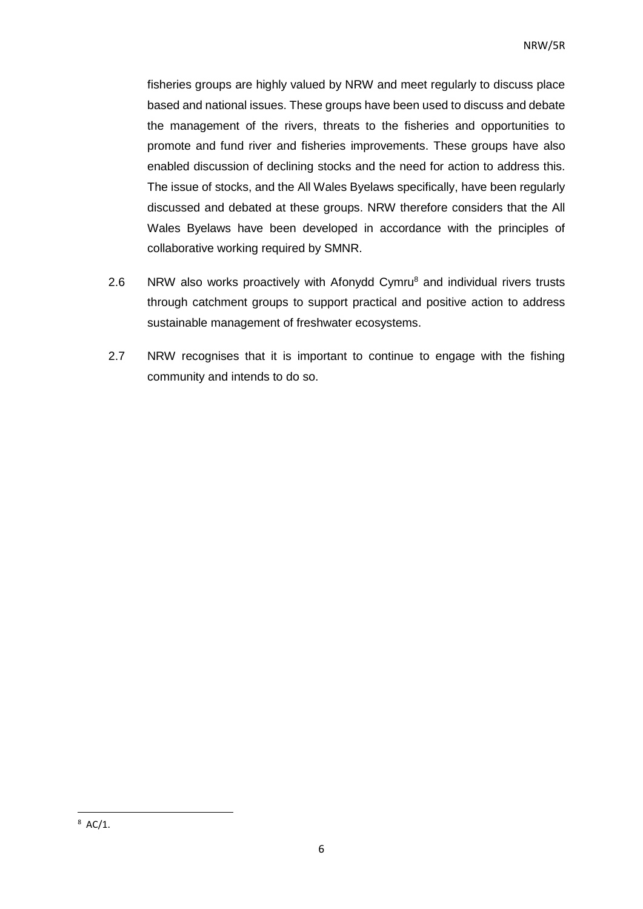fisheries groups are highly valued by NRW and meet regularly to discuss place based and national issues. These groups have been used to discuss and debate the management of the rivers, threats to the fisheries and opportunities to promote and fund river and fisheries improvements. These groups have also enabled discussion of declining stocks and the need for action to address this. The issue of stocks, and the All Wales Byelaws specifically, have been regularly discussed and debated at these groups. NRW therefore considers that the All Wales Byelaws have been developed in accordance with the principles of collaborative working required by SMNR.

2.6 NRW also works proactively with Afonydd Cymru[8] and individual rivers trusts through catchment groups to support practical and positive action to address sustainable management of freshwater ecosystems.

2.7 NRW recognises that it is important to continue to engage with the fishing community and intends to do so.

[8] AC/1.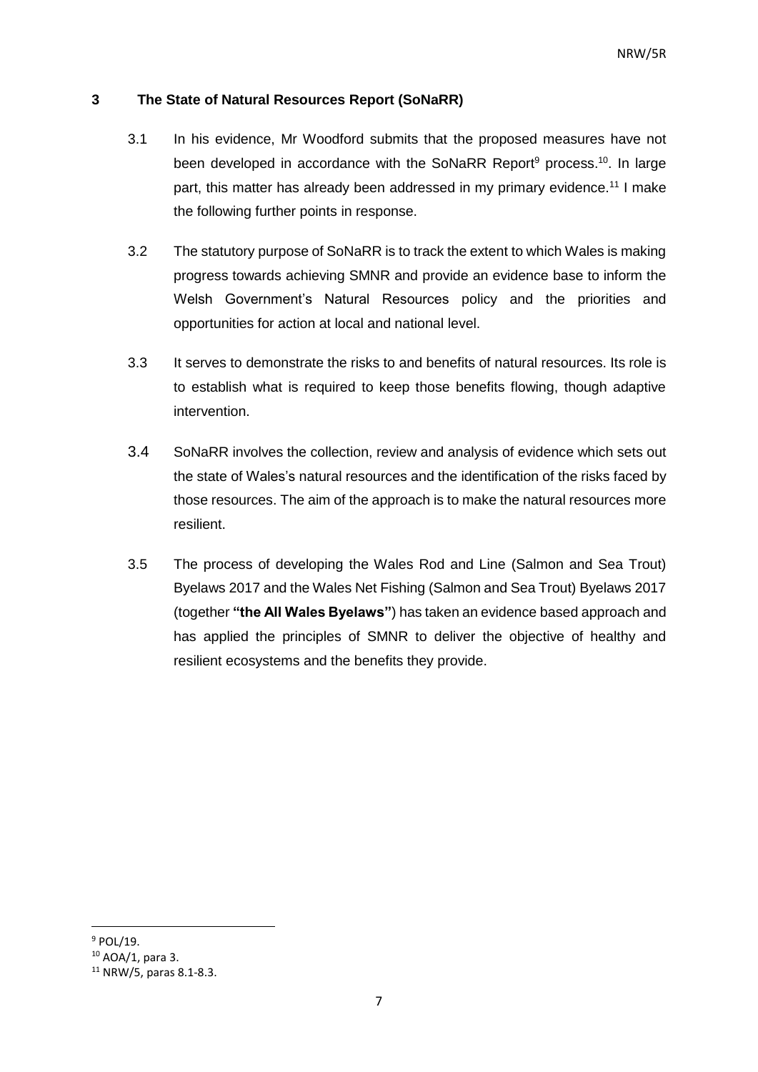## 3 The State of Natural Resources Report (SoNaRR)

3.1 In his evidence, Mr Woodford submits that the proposed measures have not been developed in accordance with the SoNaRR Report[9] process.[10]. In large part, this matter has already been addressed in my primary evidence.[11] I make the following further points in response.

3.2 The statutory purpose of SoNaRR is to track the extent to which Wales is making progress towards achieving SMNR and provide an evidence base to inform the Welsh Government's Natural Resources policy and the priorities and opportunities for action at local and national level.

3.3 It serves to demonstrate the risks to and benefits of natural resources. Its role is to establish what is required to keep those benefits flowing, though adaptive intervention.

3.4 SoNaRR involves the collection, review and analysis of evidence which sets out the state of Wales's natural resources and the identification of the risks faced by those resources. The aim of the approach is to make the natural resources more resilient.

3.5 The process of developing the Wales Rod and Line (Salmon and Sea Trout) Byelaws 2017 and the Wales Net Fishing (Salmon and Sea Trout) Byelaws 2017 (together **"the All Wales Byelaws"**) has taken an evidence based approach and has applied the principles of SMNR to deliver the objective of healthy and resilient ecosystems and the benefits they provide.

---

[9] POL/19.

[10] AOA/1, para 3.

[11] NRW/5, paras 8.1-8.3.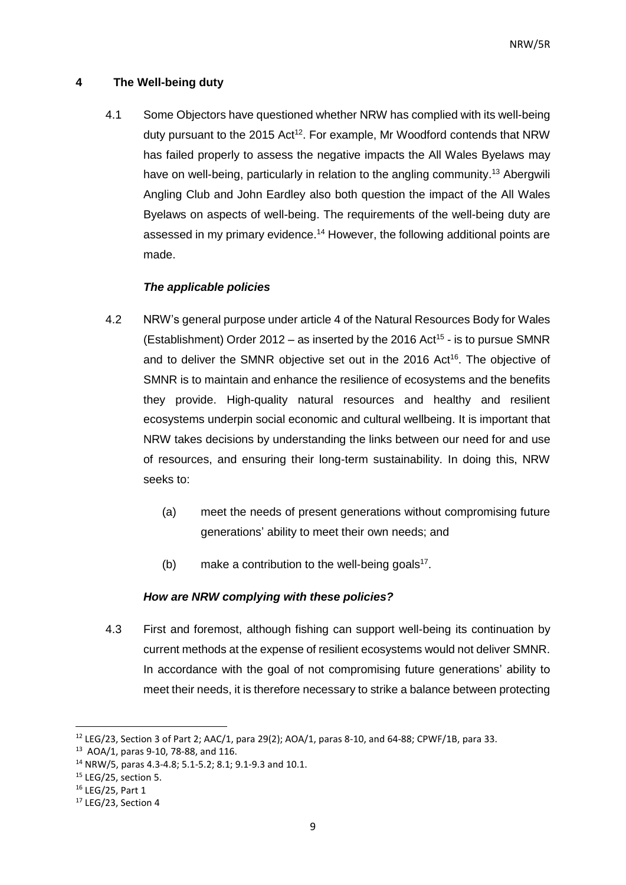## 4 The Well-being duty

4.1 Some Objectors have questioned whether NRW has complied with its well-being duty pursuant to the 2015 Act[12]. For example, Mr Woodford contends that NRW has failed properly to assess the negative impacts the All Wales Byelaws may have on well-being, particularly in relation to the angling community.[13] Abergwili Angling Club and John Eardley also both question the impact of the All Wales Byelaws on aspects of well-being. The requirements of the well-being duty are assessed in my primary evidence.[14] However, the following additional points are made.

### *The applicable policies*

4.2 NRW's general purpose under article 4 of the Natural Resources Body for Wales (Establishment) Order 2012 – as inserted by the 2016 Act[15] - is to pursue SMNR and to deliver the SMNR objective set out in the 2016 Act[16]. The objective of SMNR is to maintain and enhance the resilience of ecosystems and the benefits they provide. High-quality natural resources and healthy and resilient ecosystems underpin social economic and cultural wellbeing. It is important that NRW takes decisions by understanding the links between our need for and use of resources, and ensuring their long-term sustainability. In doing this, NRW seeks to:

(a) meet the needs of present generations without compromising future generations' ability to meet their own needs; and

(b) make a contribution to the well-being goals[17].

### *How are NRW complying with these policies?*

4.3 First and foremost, although fishing can support well-being its continuation by current methods at the expense of resilient ecosystems would not deliver SMNR. In accordance with the goal of not compromising future generations' ability to meet their needs, it is therefore necessary to strike a balance between protecting

---

[12] LEG/23, Section 3 of Part 2; AAC/1, para 29(2); AOA/1, paras 8-10, and 64-88; CPWF/1B, para 33.

[13] AOA/1, paras 9-10, 78-88, and 116.

[14] NRW/5, paras 4.3-4.8; 5.1-5.2; 8.1; 9.1-9.3 and 10.1.

[15] LEG/25, section 5.

[16] LEG/25, Part 1

[17] LEG/23, Section 4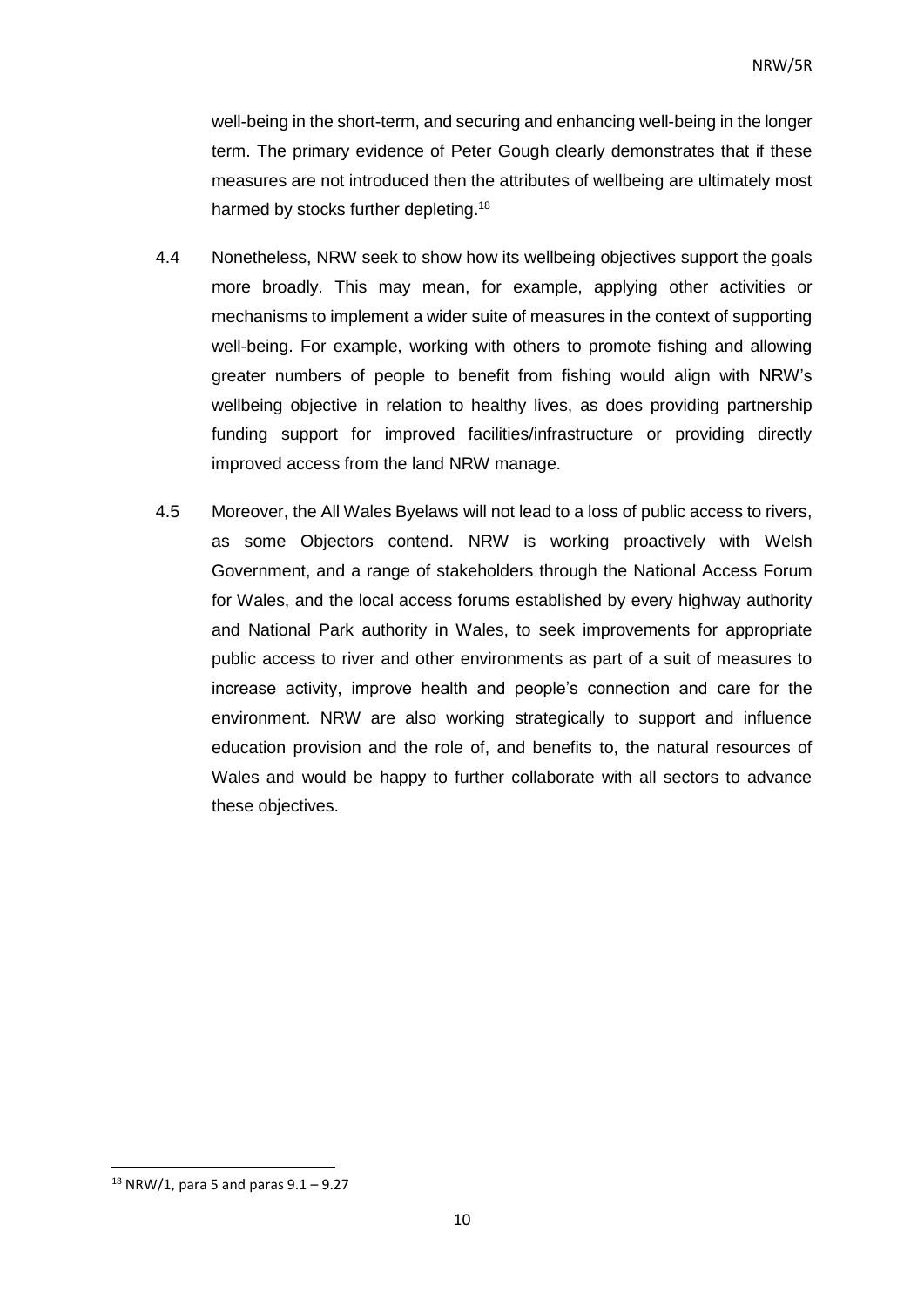well-being in the short-term, and securing and enhancing well-being in the longer term. The primary evidence of Peter Gough clearly demonstrates that if these measures are not introduced then the attributes of wellbeing are ultimately most harmed by stocks further depleting.[18]

4.4 Nonetheless, NRW seek to show how its wellbeing objectives support the goals more broadly. This may mean, for example, applying other activities or mechanisms to implement a wider suite of measures in the context of supporting well-being. For example, working with others to promote fishing and allowing greater numbers of people to benefit from fishing would align with NRW's wellbeing objective in relation to healthy lives, as does providing partnership funding support for improved facilities/infrastructure or providing directly improved access from the land NRW manage.

4.5 Moreover, the All Wales Byelaws will not lead to a loss of public access to rivers, as some Objectors contend. NRW is working proactively with Welsh Government, and a range of stakeholders through the National Access Forum for Wales, and the local access forums established by every highway authority and National Park authority in Wales, to seek improvements for appropriate public access to river and other environments as part of a suit of measures to increase activity, improve health and people's connection and care for the environment. NRW are also working strategically to support and influence education provision and the role of, and benefits to, the natural resources of Wales and would be happy to further collaborate with all sectors to advance these objectives.

---

[18] NRW/1, para 5 and paras 9.1 – 9.27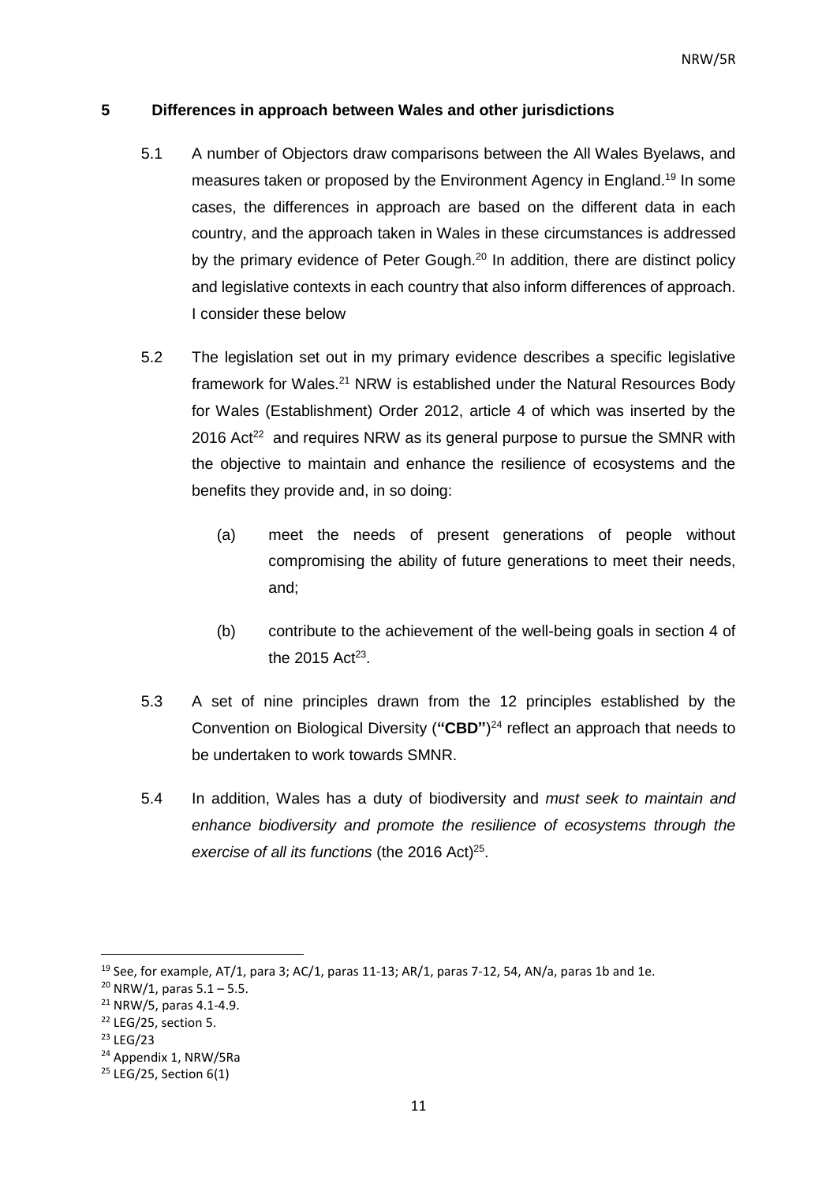## 5 Differences in approach between Wales and other jurisdictions

5.1 A number of Objectors draw comparisons between the All Wales Byelaws, and measures taken or proposed by the Environment Agency in England.[19] In some cases, the differences in approach are based on the different data in each country, and the approach taken in Wales in these circumstances is addressed by the primary evidence of Peter Gough.[20] In addition, there are distinct policy and legislative contexts in each country that also inform differences of approach. I consider these below

5.2 The legislation set out in my primary evidence describes a specific legislative framework for Wales.[21] NRW is established under the Natural Resources Body for Wales (Establishment) Order 2012, article 4 of which was inserted by the 2016 Act[22] and requires NRW as its general purpose to pursue the SMNR with the objective to maintain and enhance the resilience of ecosystems and the benefits they provide and, in so doing:

(a) meet the needs of present generations of people without compromising the ability of future generations to meet their needs, and;

(b) contribute to the achievement of the well-being goals in section 4 of the 2015 Act[23].

5.3 A set of nine principles drawn from the 12 principles established by the Convention on Biological Diversity (**"CBD"**)[24] reflect an approach that needs to be undertaken to work towards SMNR.

5.4 In addition, Wales has a duty of biodiversity and *must seek to maintain and enhance biodiversity and promote the resilience of ecosystems through the exercise of all its functions* (the 2016 Act)[25].

---

[19] See, for example, AT/1, para 3; AC/1, paras 11-13; AR/1, paras 7-12, 54, AN/a, paras 1b and 1e.

[20] NRW/1, paras 5.1 – 5.5.

[21] NRW/5, paras 4.1-4.9.

[22] LEG/25, section 5.

[23] LEG/23

[24] Appendix 1, NRW/5Ra

[25] LEG/25, Section 6(1)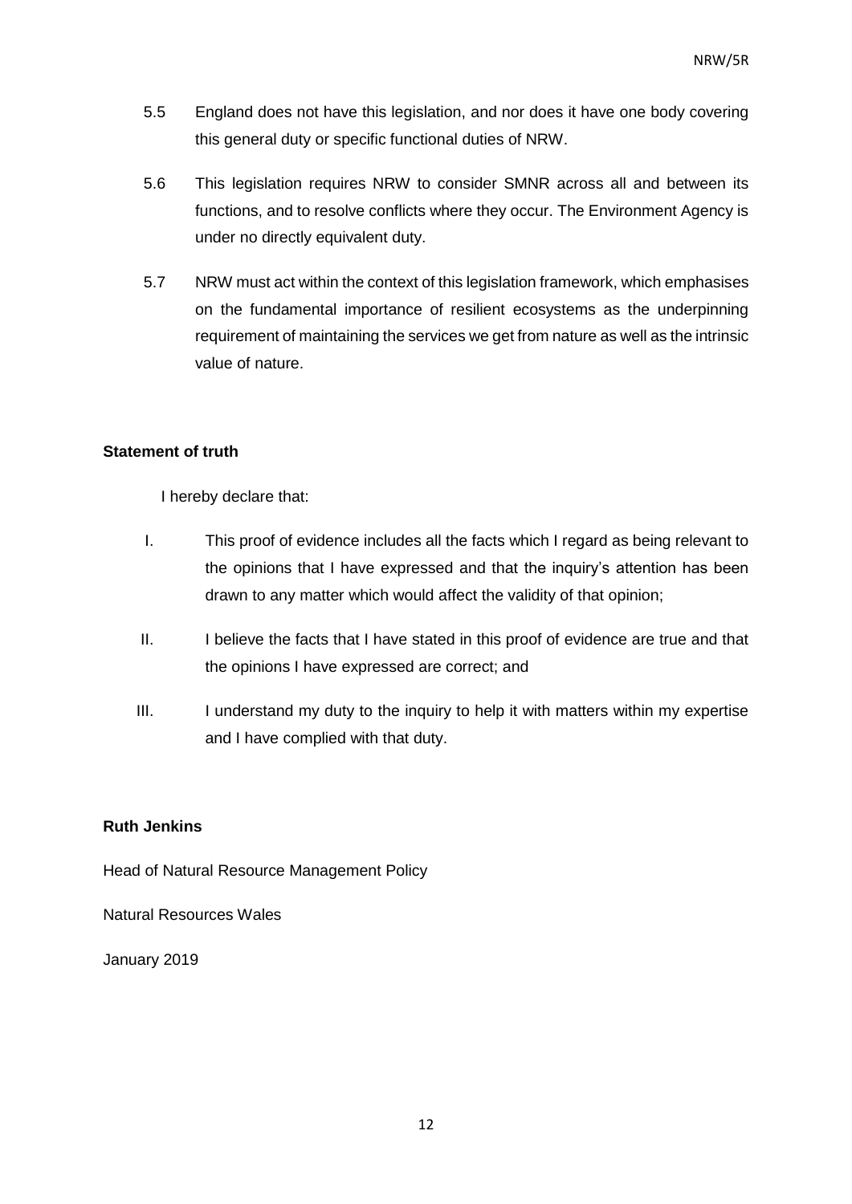5.5 England does not have this legislation, and nor does it have one body covering this general duty or specific functional duties of NRW.

5.6 This legislation requires NRW to consider SMNR across all and between its functions, and to resolve conflicts where they occur. The Environment Agency is under no directly equivalent duty.

5.7 NRW must act within the context of this legislation framework, which emphasises on the fundamental importance of resilient ecosystems as the underpinning requirement of maintaining the services we get from nature as well as the intrinsic value of nature.

**Statement of truth**

I hereby declare that:

I. This proof of evidence includes all the facts which I regard as being relevant to the opinions that I have expressed and that the inquiry's attention has been drawn to any matter which would affect the validity of that opinion;

II. I believe the facts that I have stated in this proof of evidence are true and that the opinions I have expressed are correct; and

III. I understand my duty to the inquiry to help it with matters within my expertise and I have complied with that duty.

**Ruth Jenkins**

Head of Natural Resource Management Policy

Natural Resources Wales

January 2019